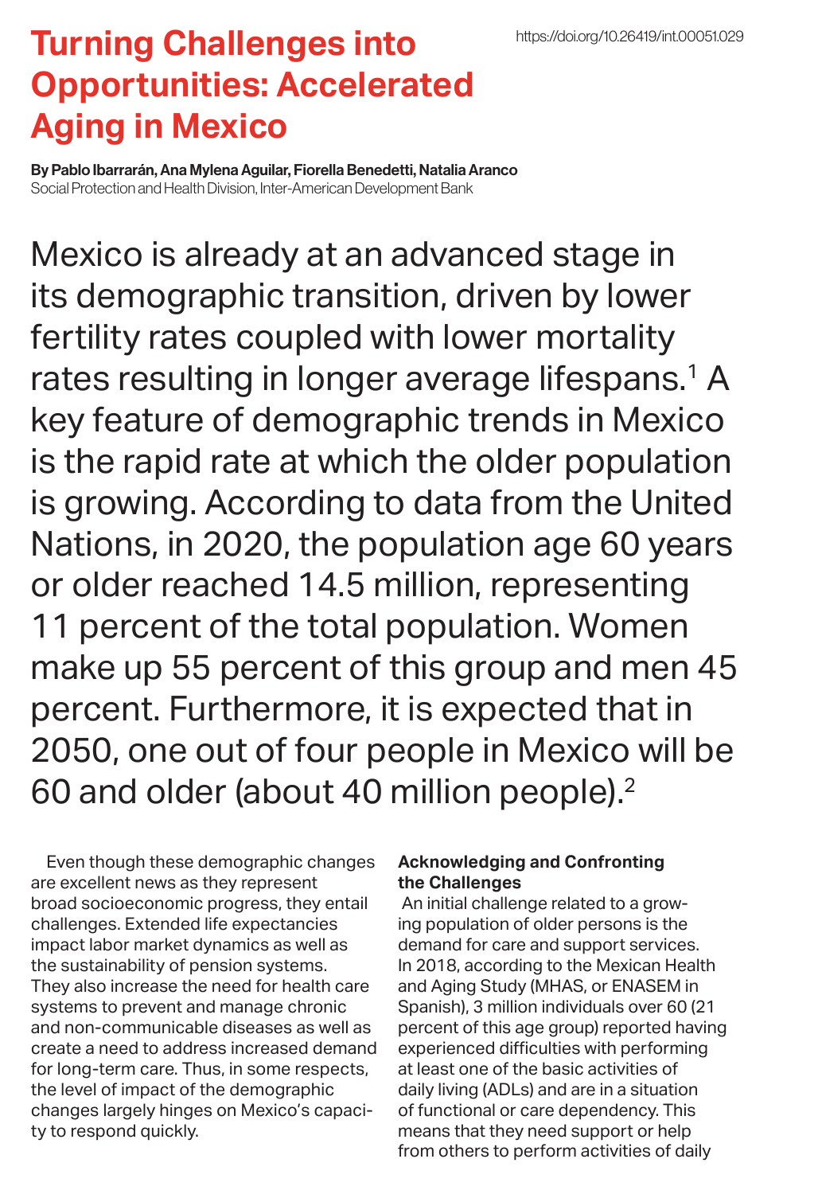https://doi.org/10.26419/int.00051.029

# Turning Challenges into Opportunities: Accelerated Aging in Mexico

**By Pablo Ibarrarán, Ana Mylena Aguilar, Fiorella Benedetti, Natalia Aranco**
Social Protection and Health Division, Inter-American Development Bank

Mexico is already at an advanced stage in its demographic transition, driven by lower fertility rates coupled with lower mortality rates resulting in longer average lifespans.[1] A key feature of demographic trends in Mexico is the rapid rate at which the older population is growing. According to data from the United Nations, in 2020, the population age 60 years or older reached 14.5 million, representing 11 percent of the total population. Women make up 55 percent of this group and men 45 percent. Furthermore, it is expected that in 2050, one out of four people in Mexico will be 60 and older (about 40 million people).[2]

Even though these demographic changes are excellent news as they represent broad socioeconomic progress, they entail challenges. Extended life expectancies impact labor market dynamics as well as the sustainability of pension systems. They also increase the need for health care systems to prevent and manage chronic and non-communicable diseases as well as create a need to address increased demand for long-term care. Thus, in some respects, the level of impact of the demographic changes largely hinges on Mexico's capacity to respond quickly.

**Acknowledging and Confronting the Challenges**

An initial challenge related to a growing population of older persons is the demand for care and support services. In 2018, according to the Mexican Health and Aging Study (MHAS, or ENASEM in Spanish), 3 million individuals over 60 (21 percent of this age group) reported having experienced difficulties with performing at least one of the basic activities of daily living (ADLs) and are in a situation of functional or care dependency. This means that they need support or help from others to perform activities of daily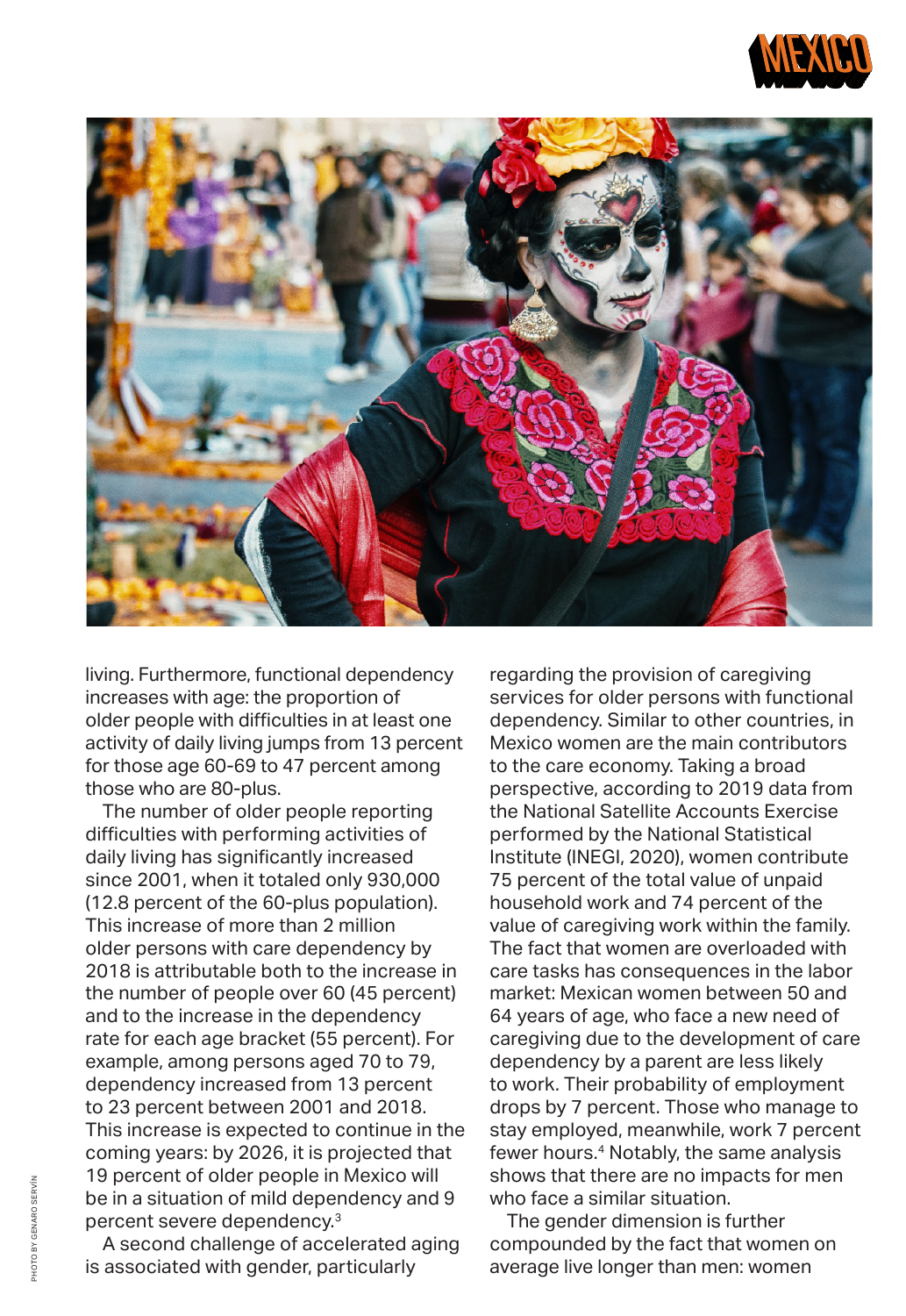living. Furthermore, functional dependency increases with age: the proportion of older people with difficulties in at least one activity of daily living jumps from 13 percent for those age 60-69 to 47 percent among those who are 80-plus.

The number of older people reporting difficulties with performing activities of daily living has significantly increased since 2001, when it totaled only 930,000 (12.8 percent of the 60-plus population). This increase of more than 2 million older persons with care dependency by 2018 is attributable both to the increase in the number of people over 60 (45 percent) and to the increase in the dependency rate for each age bracket (55 percent). For example, among persons aged 70 to 79, dependency increased from 13 percent to 23 percent between 2001 and 2018. This increase is expected to continue in the coming years: by 2026, it is projected that 19 percent of older people in Mexico will be in a situation of mild dependency and 9 percent severe dependency.[3]

A second challenge of accelerated aging is associated with gender, particularly regarding the provision of caregiving services for older persons with functional dependency. Similar to other countries, in Mexico women are the main contributors to the care economy. Taking a broad perspective, according to 2019 data from the National Satellite Accounts Exercise performed by the National Statistical Institute (INEGI, 2020), women contribute 75 percent of the total value of unpaid household work and 74 percent of the value of caregiving work within the family. The fact that women are overloaded with care tasks has consequences in the labor market: Mexican women between 50 and 64 years of age, who face a new need of caregiving due to the development of care dependency by a parent are less likely to work. Their probability of employment drops by 7 percent. Those who manage to stay employed, meanwhile, work 7 percent fewer hours.[4] Notably, the same analysis shows that there are no impacts for men who face a similar situation.

The gender dimension is further compounded by the fact that women on average live longer than men: women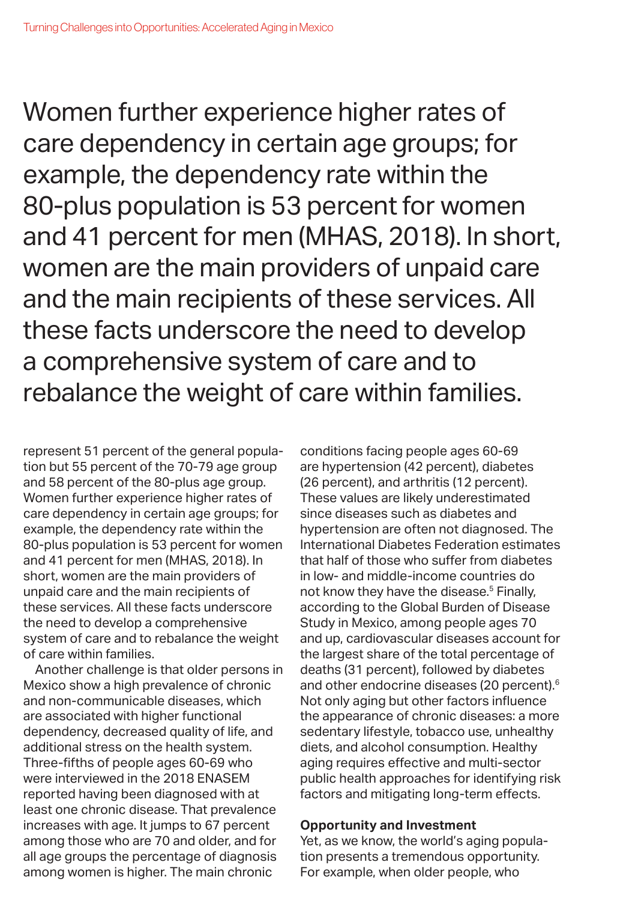> Women further experience higher rates of care dependency in certain age groups; for example, the dependency rate within the 80-plus population is 53 percent for women and 41 percent for men (MHAS, 2018). In short, women are the main providers of unpaid care and the main recipients of these services. All these facts underscore the need to develop a comprehensive system of care and to rebalance the weight of care within families.

represent 51 percent of the general population but 55 percent of the 70-79 age group and 58 percent of the 80-plus age group. Women further experience higher rates of care dependency in certain age groups; for example, the dependency rate within the 80-plus population is 53 percent for women and 41 percent for men (MHAS, 2018). In short, women are the main providers of unpaid care and the main recipients of these services. All these facts underscore the need to develop a comprehensive system of care and to rebalance the weight of care within families.

Another challenge is that older persons in Mexico show a high prevalence of chronic and non-communicable diseases, which are associated with higher functional dependency, decreased quality of life, and additional stress on the health system. Three-fifths of people ages 60-69 who were interviewed in the 2018 ENASEM reported having been diagnosed with at least one chronic disease. That prevalence increases with age. It jumps to 67 percent among those who are 70 and older, and for all age groups the percentage of diagnosis among women is higher. The main chronic conditions facing people ages 60-69 are hypertension (42 percent), diabetes (26 percent), and arthritis (12 percent). These values are likely underestimated since diseases such as diabetes and hypertension are often not diagnosed. The International Diabetes Federation estimates that half of those who suffer from diabetes in low- and middle-income countries do not know they have the disease.[5] Finally, according to the Global Burden of Disease Study in Mexico, among people ages 70 and up, cardiovascular diseases account for the largest share of the total percentage of deaths (31 percent), followed by diabetes and other endocrine diseases (20 percent).[6] Not only aging but other factors influence the appearance of chronic diseases: a more sedentary lifestyle, tobacco use, unhealthy diets, and alcohol consumption. Healthy aging requires effective and multi-sector public health approaches for identifying risk factors and mitigating long-term effects.

**Opportunity and Investment**

Yet, as we know, the world's aging population presents a tremendous opportunity. For example, when older people, who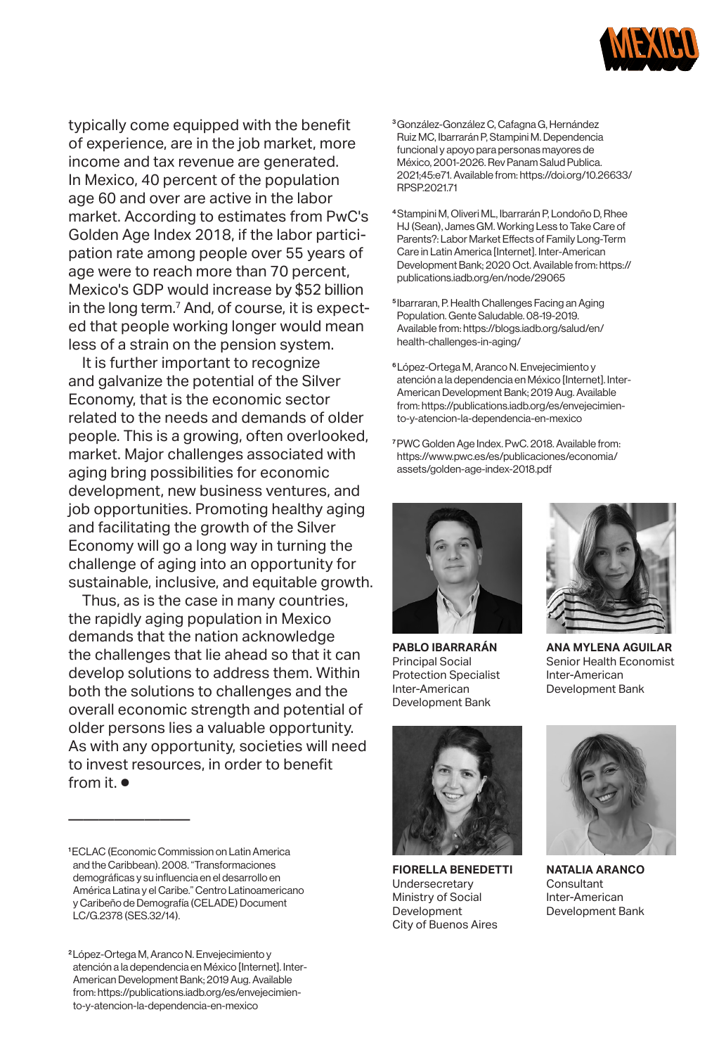typically come equipped with the benefit of experience, are in the job market, more income and tax revenue are generated. In Mexico, 40 percent of the population age 60 and over are active in the labor market. According to estimates from PwC's Golden Age Index 2018, if the labor participation rate among people over 55 years of age were to reach more than 70 percent, Mexico's GDP would increase by $52 billion in the long term.[7] And, of course, it is expected that people working longer would mean less of a strain on the pension system.

It is further important to recognize and galvanize the potential of the Silver Economy, that is the economic sector related to the needs and demands of older people. This is a growing, often overlooked, market. Major challenges associated with aging bring possibilities for economic development, new business ventures, and job opportunities. Promoting healthy aging and facilitating the growth of the Silver Economy will go a long way in turning the challenge of aging into an opportunity for sustainable, inclusive, and equitable growth.

Thus, as is the case in many countries, the rapidly aging population in Mexico demands that the nation acknowledge the challenges that lie ahead so that it can develop solutions to address them. Within both the solutions to challenges and the overall economic strength and potential of older persons lies a valuable opportunity. As with any opportunity, societies will need to invest resources, in order to benefit from it. ●

---

[1] ECLAC (Economic Commission on Latin America and the Caribbean). 2008. "Transformaciones demográficas y su influencia en el desarrollo en América Latina y el Caribe." Centro Latinoamericano y Caribeño de Demografía (CELADE) Document LC/G.2378 (SES.32/14).

[2] López-Ortega M, Aranco N. Envejecimiento y atención a la dependencia en México [Internet]. Inter-American Development Bank; 2019 Aug. Available from: https://publications.iadb.org/es/envejecimiento-y-atencion-la-dependencia-en-mexico

[3] González-González C, Cafagna G, Hernández Ruiz MC, Ibarrarán P, Stampini M. Dependencia funcional y apoyo para personas mayores de México, 2001-2026. Rev Panam Salud Publica. 2021;45:e71. Available from: https://doi.org/10.26633/RPSP.2021.71

[4] Stampini M, Oliveri ML, Ibarrarán P, Londoño D, Rhee HJ (Sean), James GM. Working Less to Take Care of Parents?: Labor Market Effects of Family Long-Term Care in Latin America [Internet]. Inter-American Development Bank; 2020 Oct. Available from: https://publications.iadb.org/en/node/29065

[5] Ibarraran, P. Health Challenges Facing an Aging Population. Gente Saludable. 08-19-2019. Available from: https://blogs.iadb.org/salud/en/health-challenges-in-aging/

[6] López-Ortega M, Aranco N. Envejecimiento y atención a la dependencia en México [Internet]. Inter-American Development Bank; 2019 Aug. Available from: https://publications.iadb.org/es/envejecimiento-y-atencion-la-dependencia-en-mexico

[7] PWC Golden Age Index. PwC. 2018. Available from: https://www.pwc.es/es/publicaciones/economia/assets/golden-age-index-2018.pdf

**PABLO IBARRARÁN**
Principal Social Protection Specialist
Inter-American Development Bank

**ANA MYLENA AGUILAR**
Senior Health Economist
Inter-American Development Bank

**FIORELLA BENEDETTI**
Undersecretary
Ministry of Social Development
City of Buenos Aires

**NATALIA ARANCO**
Consultant
Inter-American Development Bank